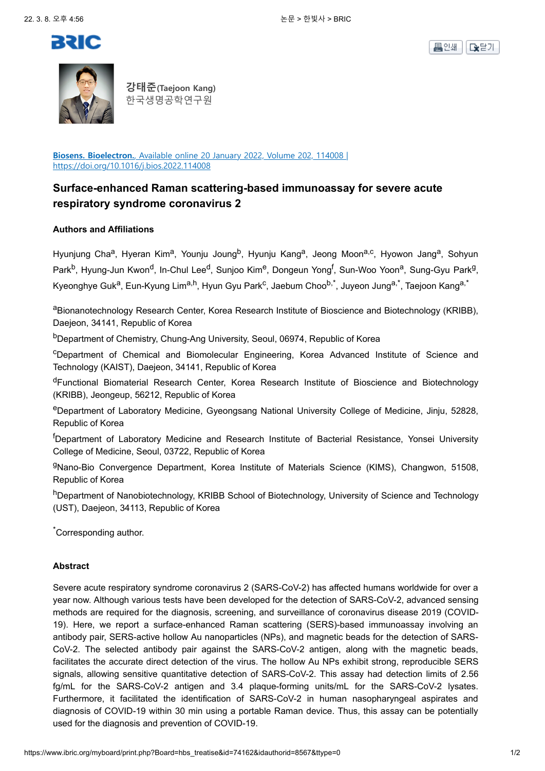**강태준(Taejoon Kang)**
한국생명공학연구원

**Biosens. Bioelectron.**, Available online 20 January 2022, Volume 202, 114008 | https://doi.org/10.1016/j.bios.2022.114008

## Surface-enhanced Raman scattering-based immunoassay for severe acute respiratory syndrome coronavirus 2

### Authors and Affiliations

Hyunjung Cha[a], Hyeran Kim[a], Younju Joung[b], Hyunju Kang[a], Jeong Moon[a,c], Hyowon Jang[a], Sohyun Park[b], Hyung-Jun Kwon[d], In-Chul Lee[d], Sunjoo Kim[e], Dongeun Yong[f], Sun-Woo Yoon[a], Sung-Gyu Park[g], Kyeonghye Guk[a], Eun-Kyung Lim[a,h], Hyun Gyu Park[c], Jaebum Choo[b,*], Juyeon Jung[a,*], Taejoon Kang[a,*]

[a]Bionanotechnology Research Center, Korea Research Institute of Bioscience and Biotechnology (KRIBB), Daejeon, 34141, Republic of Korea

[b]Department of Chemistry, Chung-Ang University, Seoul, 06974, Republic of Korea

[c]Department of Chemical and Biomolecular Engineering, Korea Advanced Institute of Science and Technology (KAIST), Daejeon, 34141, Republic of Korea

[d]Functional Biomaterial Research Center, Korea Research Institute of Bioscience and Biotechnology (KRIBB), Jeongeup, 56212, Republic of Korea

[e]Department of Laboratory Medicine, Gyeongsang National University College of Medicine, Jinju, 52828, Republic of Korea

[f]Department of Laboratory Medicine and Research Institute of Bacterial Resistance, Yonsei University College of Medicine, Seoul, 03722, Republic of Korea

[g]Nano-Bio Convergence Department, Korea Institute of Materials Science (KIMS), Changwon, 51508, Republic of Korea

[h]Department of Nanobiotechnology, KRIBB School of Biotechnology, University of Science and Technology (UST), Daejeon, 34113, Republic of Korea

[*]Corresponding author.

### Abstract

Severe acute respiratory syndrome coronavirus 2 (SARS-CoV-2) has affected humans worldwide for over a year now. Although various tests have been developed for the detection of SARS-CoV-2, advanced sensing methods are required for the diagnosis, screening, and surveillance of coronavirus disease 2019 (COVID-19). Here, we report a surface-enhanced Raman scattering (SERS)-based immunoassay involving an antibody pair, SERS-active hollow Au nanoparticles (NPs), and magnetic beads for the detection of SARS-CoV-2. The selected antibody pair against the SARS-CoV-2 antigen, along with the magnetic beads, facilitates the accurate direct detection of the virus. The hollow Au NPs exhibit strong, reproducible SERS signals, allowing sensitive quantitative detection of SARS-CoV-2. This assay had detection limits of 2.56 fg/mL for the SARS-CoV-2 antigen and 3.4 plaque-forming units/mL for the SARS-CoV-2 lysates. Furthermore, it facilitated the identification of SARS-CoV-2 in human nasopharyngeal aspirates and diagnosis of COVID-19 within 30 min using a portable Raman device. Thus, this assay can be potentially used for the diagnosis and prevention of COVID-19.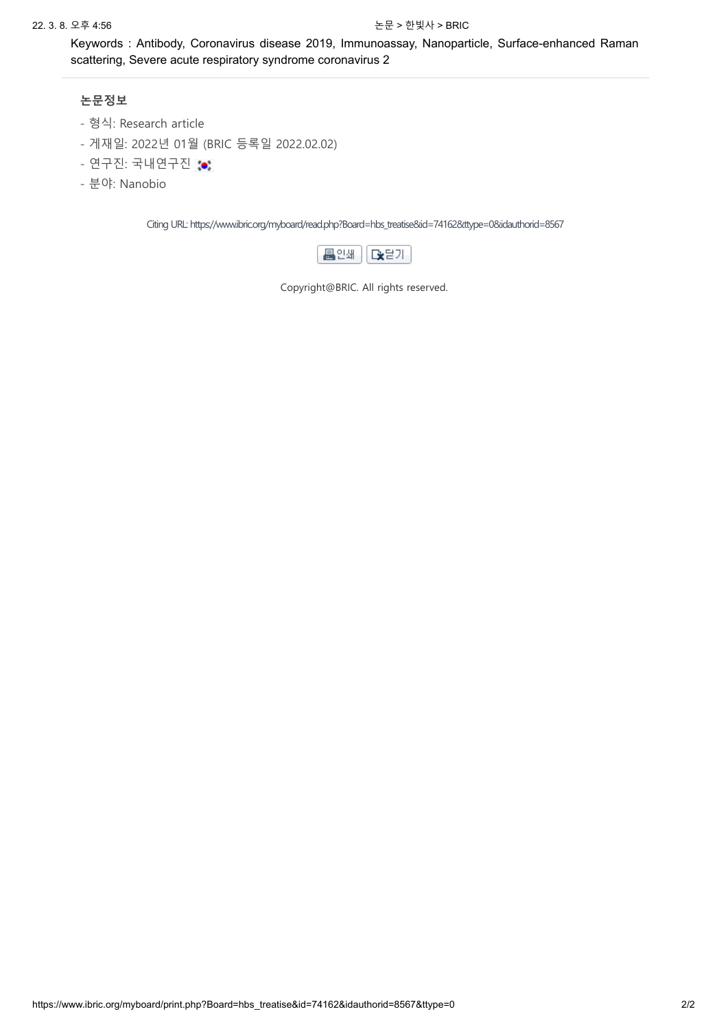Keywords : Antibody, Coronavirus disease 2019, Immunoassay, Nanoparticle, Surface-enhanced Raman scattering, Severe acute respiratory syndrome coronavirus 2

### 논문정보

- 형식: Research article
- 게재일: 2022년 01월 (BRIC 등록일 2022.02.02)
- 연구진: 국내연구진
- 분야: Nanobio

Citing URL: https://www.ibric.org/myboard/read.php?Board=hbs_treatise&id=74162&ttype=0&idauthorid=8567

인쇄 닫기

Copyright@BRIC. All rights reserved.